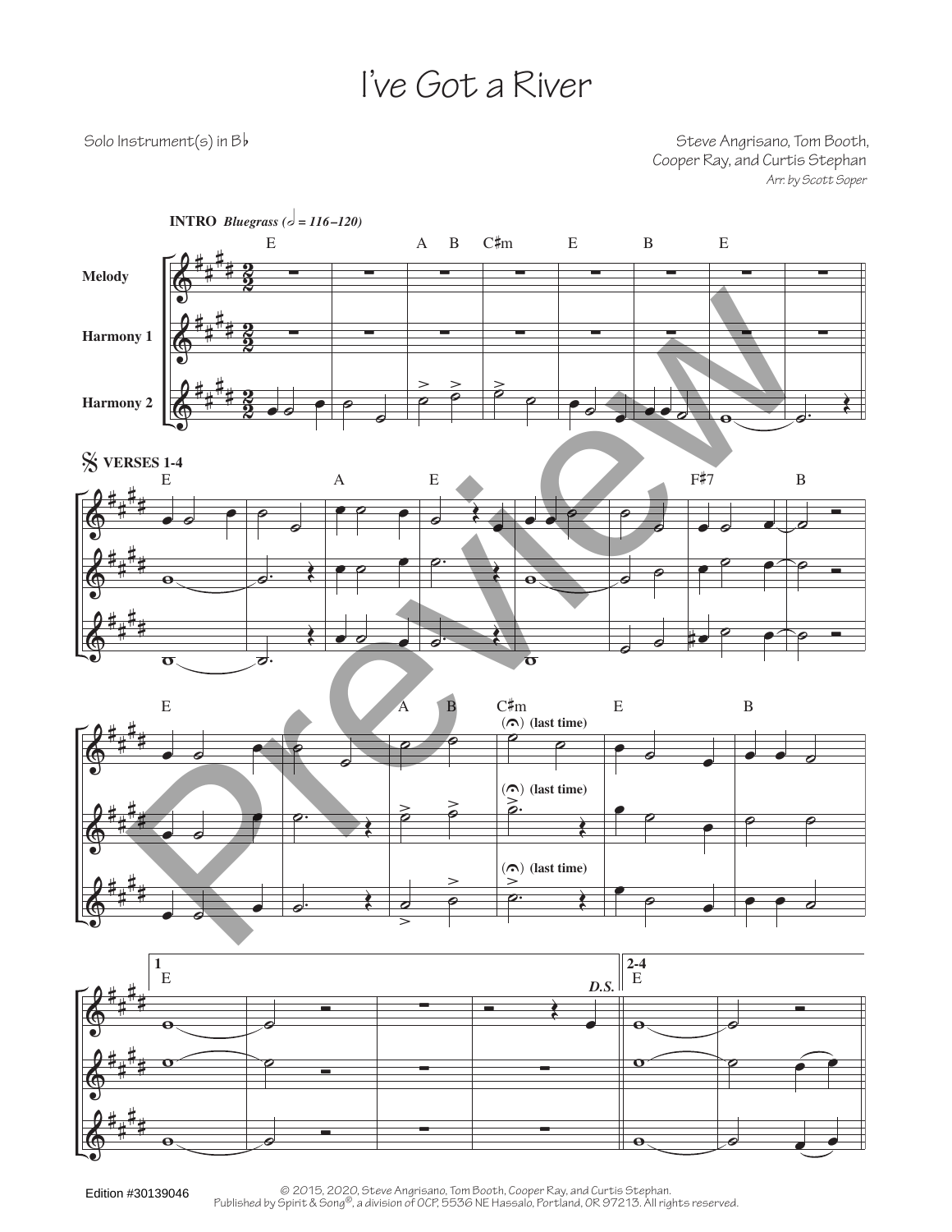# I've Got a River

Solo Instrument(s) in B♭

Steve Angrisano, Tom Booth, Cooper Ray, and Curtis Stephan
*Arr. by Scott Soper*

**INTRO** *Bluegrass (𝅗𝅥 = 116–120)*

E A B C♯m E B E

**Melody**

**Harmony 1**

**Harmony 2**

𝄋 **VERSES 1-4**

E A E F♯7 B

E A B C♯m E B

(𝄐) **(last time)**

(𝄐) **(last time)**

(𝄐) **(last time)**

**1** E *D.S.* **2-4** E

Edition #30139046

© 2015, 2020, Steve Angrisano, Tom Booth, Cooper Ray, and Curtis Stephan.
Published by Spirit & Song®, a division of OCP, 5536 NE Hassalo, Portland, OR 97213. All rights reserved.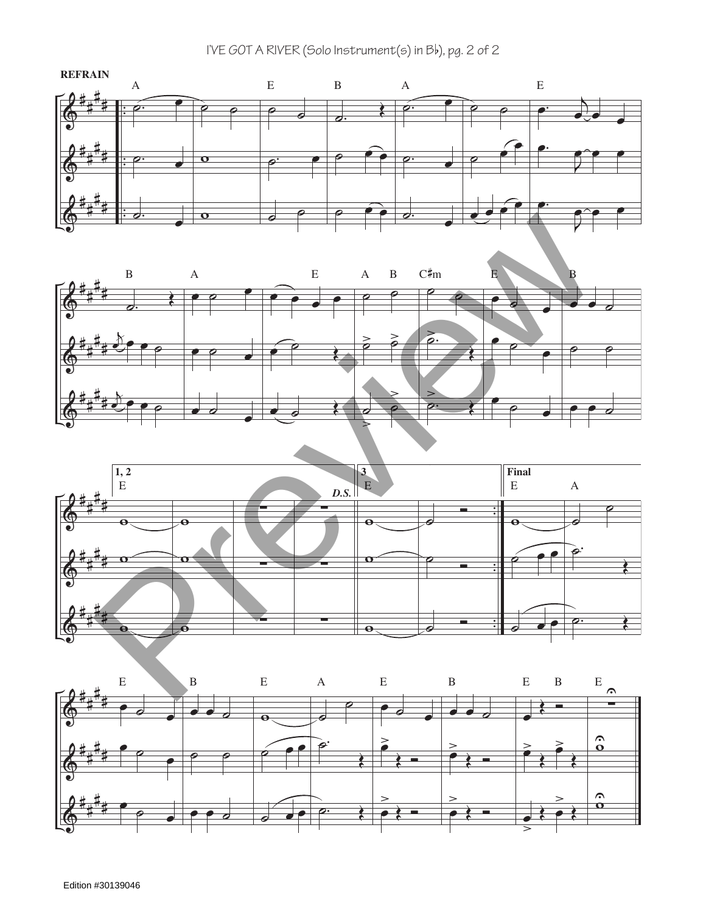REFRAIN

A E B A E

B A E A B C♯m E B

1, 2 E *D.S.* 3 E Final E A

E B E A E B E B E

Edition #30139046